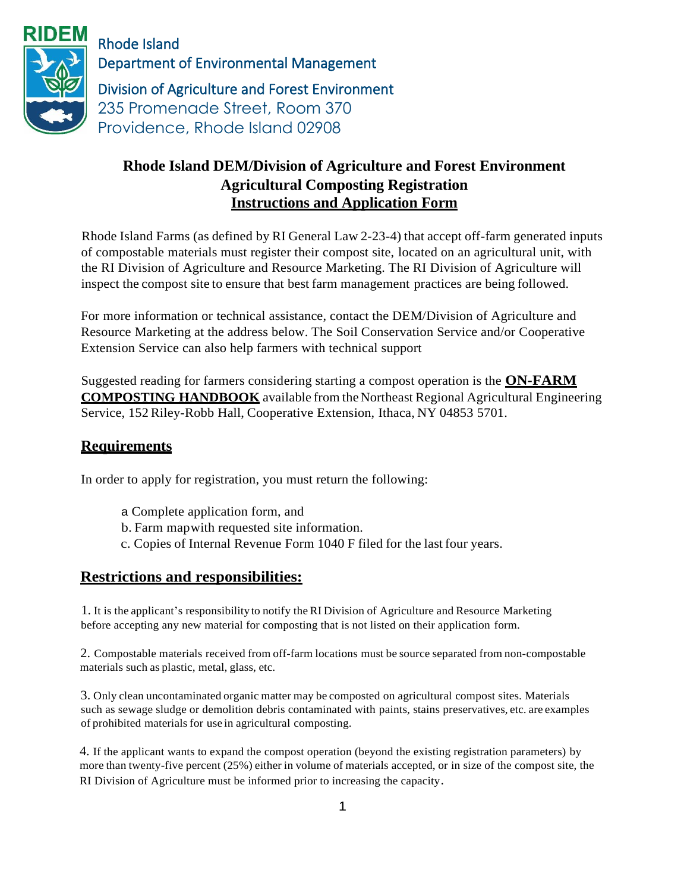RIDEM

Rhode Island
Department of Environmental Management
Division of Agriculture and Forest Environment
235 Promenade Street, Room 370
Providence, Rhode Island 02908

# Rhode Island DEM/Division of Agriculture and Forest Environment
## Agricultural Composting Registration
## Instructions and Application Form

Rhode Island Farms (as defined by RI General Law 2-23-4) that accept off-farm generated inputs of compostable materials must register their compost site, located on an agricultural unit, with the RI Division of Agriculture and Resource Marketing. The RI Division of Agriculture will inspect the compost site to ensure that best farm management practices are being followed.

For more information or technical assistance, contact the DEM/Division of Agriculture and Resource Marketing at the address below. The Soil Conservation Service and/or Cooperative Extension Service can also help farmers with technical support

Suggested reading for farmers considering starting a compost operation is the **ON-FARM COMPOSTING HANDBOOK** available from the Northeast Regional Agricultural Engineering Service, 152 Riley-Robb Hall, Cooperative Extension, Ithaca, NY 04853 5701.

## Requirements

In order to apply for registration, you must return the following:

a Complete application form, and
b. Farm mapwith requested site information.
c. Copies of Internal Revenue Form 1040 F filed for the last four years.

## Restrictions and responsibilities:

1. It is the applicant's responsibility to notify the RI Division of Agriculture and Resource Marketing before accepting any new material for composting that is not listed on their application form.

2. Compostable materials received from off-farm locations must be source separated from non-compostable materials such as plastic, metal, glass, etc.

3. Only clean uncontaminated organic matter may be composted on agricultural compost sites. Materials such as sewage sludge or demolition debris contaminated with paints, stains preservatives, etc. are examples of prohibited materials for use in agricultural composting.

4. If the applicant wants to expand the compost operation (beyond the existing registration parameters) by more than twenty-five percent (25%) either in volume of materials accepted, or in size of the compost site, the RI Division of Agriculture must be informed prior to increasing the capacity.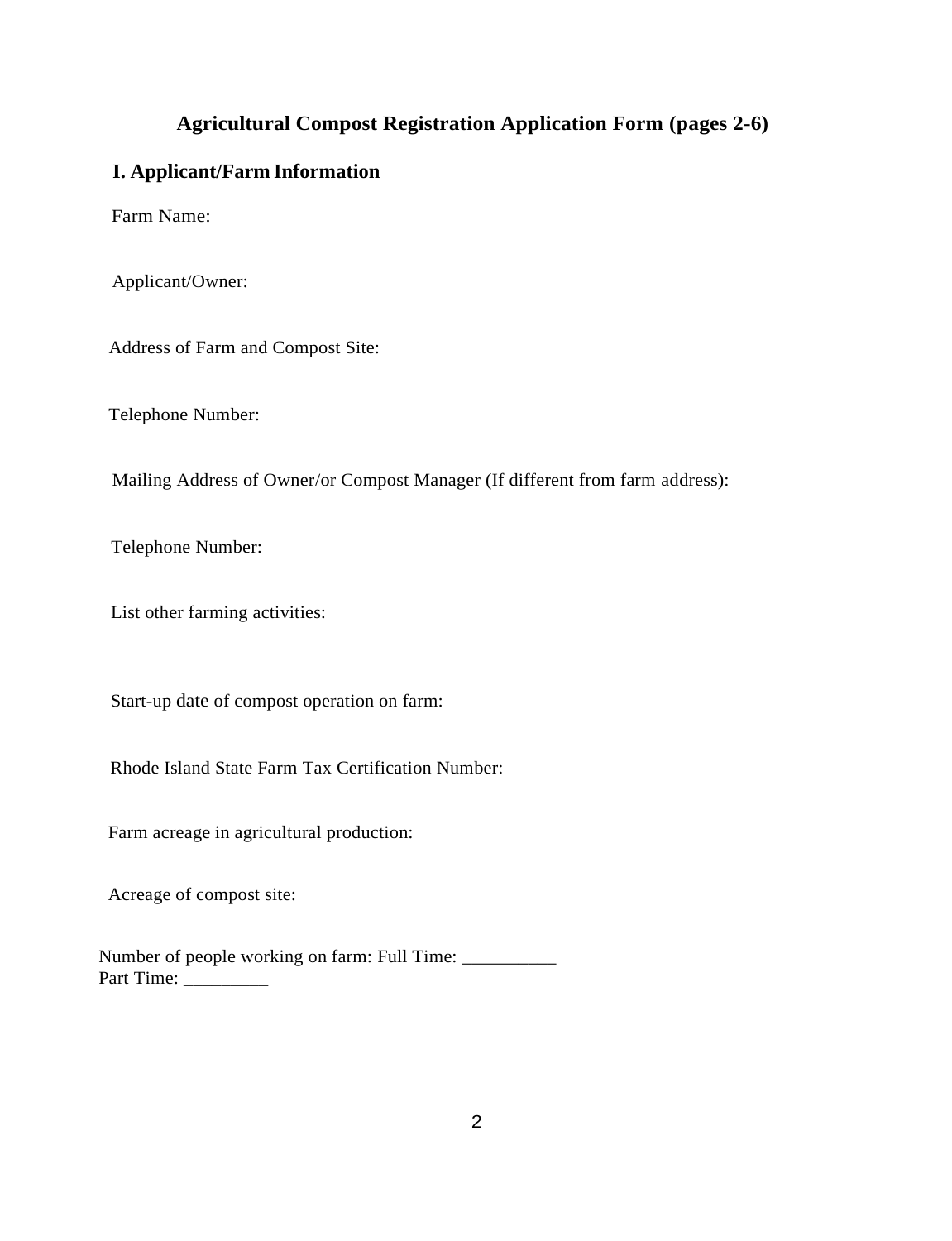## Agricultural Compost Registration Application Form (pages 2-6)

### I. Applicant/Farm Information

Farm Name:

Applicant/Owner:

Address of Farm and Compost Site:

Telephone Number:

Mailing Address of Owner/or Compost Manager (If different from farm address):

Telephone Number:

List other farming activities:

Start-up date of compost operation on farm:

Rhode Island State Farm Tax Certification Number:

Farm acreage in agricultural production:

Acreage of compost site:

Number of people working on farm: Full Time: __________
Part Time: _________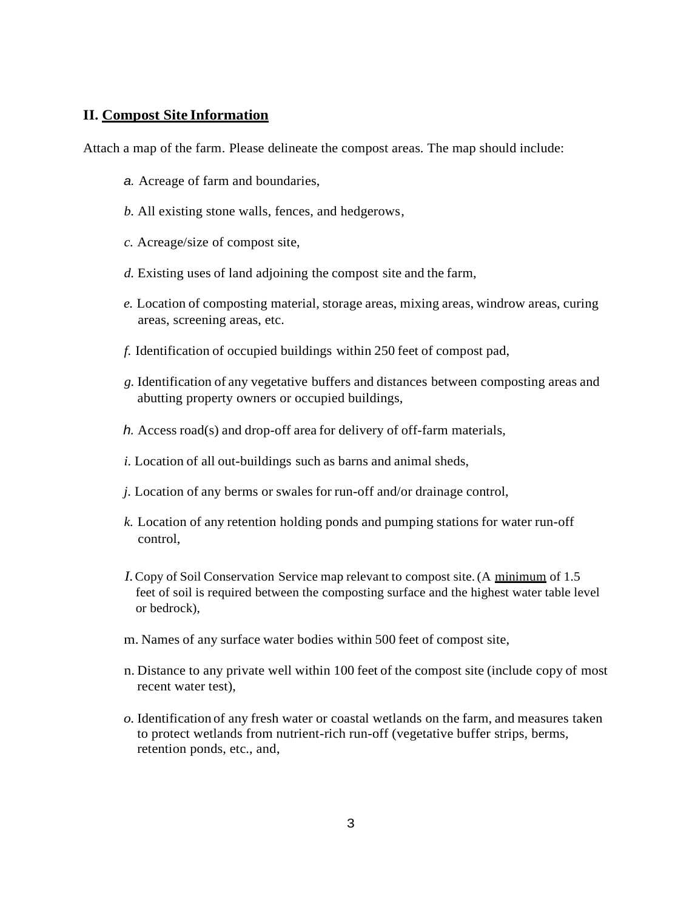## II. <u>Compost Site Information</u>

Attach a map of the farm. Please delineate the compost areas. The map should include:

*a.* Acreage of farm and boundaries,

*b.* All existing stone walls, fences, and hedgerows,

*c.* Acreage/size of compost site,

*d.* Existing uses of land adjoining the compost site and the farm,

*e.* Location of composting material, storage areas, mixing areas, windrow areas, curing areas, screening areas, etc.

*f.* Identification of occupied buildings within 250 feet of compost pad,

*g.* Identification of any vegetative buffers and distances between composting areas and abutting property owners or occupied buildings,

*h.* Access road(s) and drop-off area for delivery of off-farm materials,

*i.* Location of all out-buildings such as barns and animal sheds,

*j.* Location of any berms or swales for run-off and/or drainage control,

*k.* Location of any retention holding ponds and pumping stations for water run-off control,

*l.* Copy of Soil Conservation Service map relevant to compost site. (A <u>minimum</u> of 1.5 feet of soil is required between the composting surface and the highest water table level or bedrock),

m. Names of any surface water bodies within 500 feet of compost site,

n. Distance to any private well within 100 feet of the compost site (include copy of most recent water test),

*o.* Identification of any fresh water or coastal wetlands on the farm, and measures taken to protect wetlands from nutrient-rich run-off (vegetative buffer strips, berms, retention ponds, etc., and,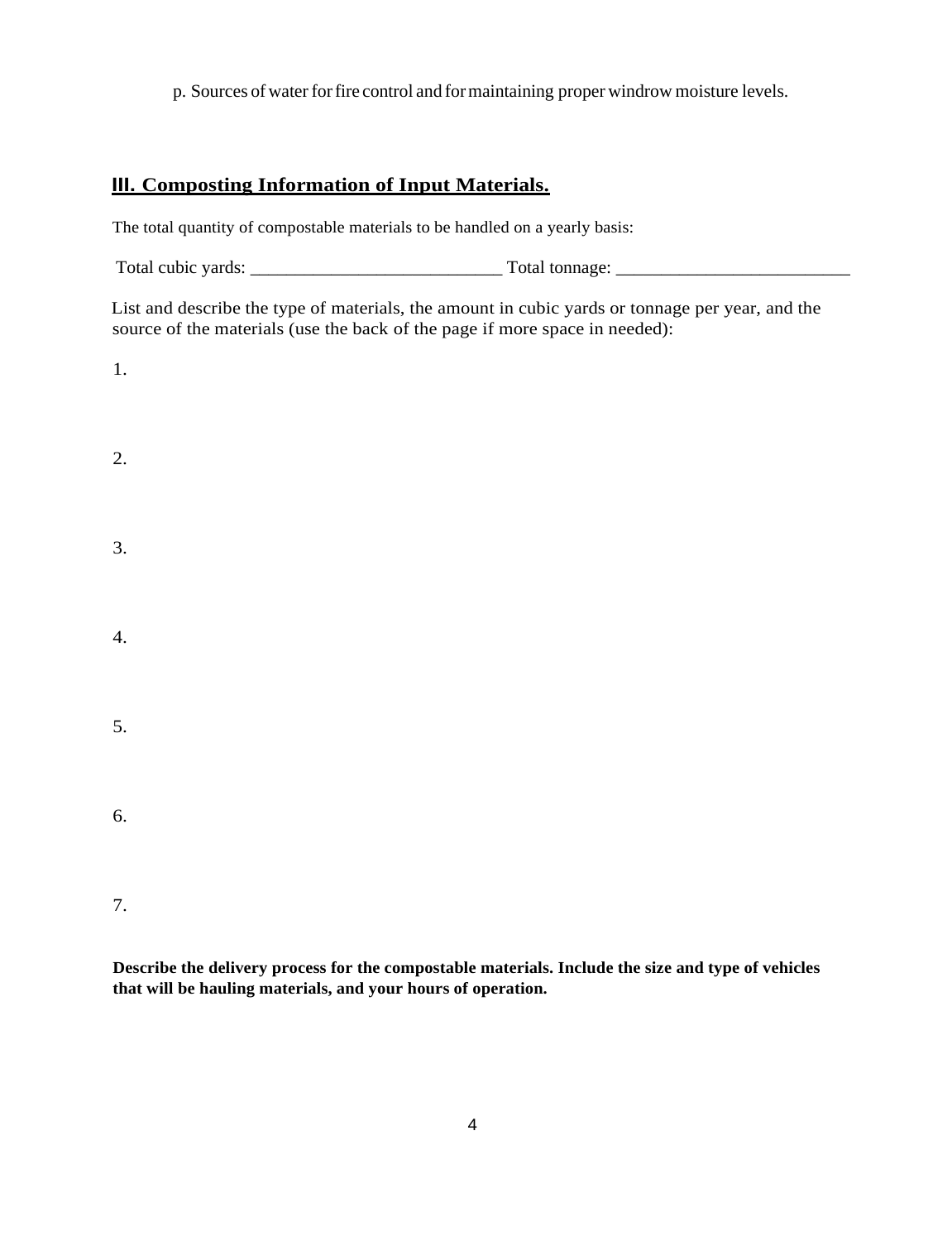p. Sources of water for fire control and for maintaining proper windrow moisture levels.

## III. Composting Information of Input Materials.

The total quantity of compostable materials to be handled on a yearly basis:

Total cubic yards: ___________________________ Total tonnage: _________________________

List and describe the type of materials, the amount in cubic yards or tonnage per year, and the source of the materials (use the back of the page if more space in needed):

1.

2.

3.

4.

5.

6.

7.

**Describe the delivery process for the compostable materials. Include the size and type of vehicles that will be hauling materials, and your hours of operation.**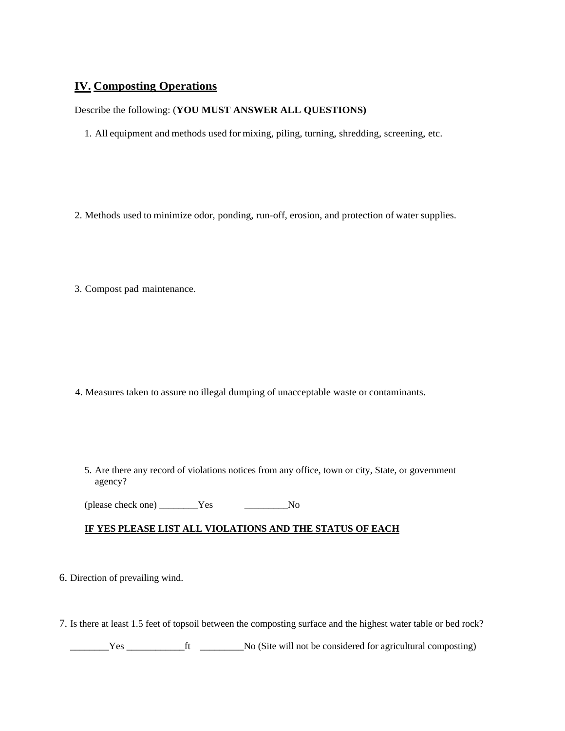## IV. Composting Operations

Describe the following: (**YOU MUST ANSWER ALL QUESTIONS)**

1. All equipment and methods used for mixing, piling, turning, shredding, screening, etc.

2. Methods used to minimize odor, ponding, run-off, erosion, and protection of water supplies.

3. Compost pad maintenance.

4. Measures taken to assure no illegal dumping of unacceptable waste or contaminants.

5. Are there any record of violations notices from any office, town or city, State, or government agency?

(please check one) ________Yes _________No

**IF YES PLEASE LIST ALL VIOLATIONS AND THE STATUS OF EACH**

6. Direction of prevailing wind.

7. Is there at least 1.5 feet of topsoil between the composting surface and the highest water table or bed rock?

________Yes ____________ft _________No (Site will not be considered for agricultural composting)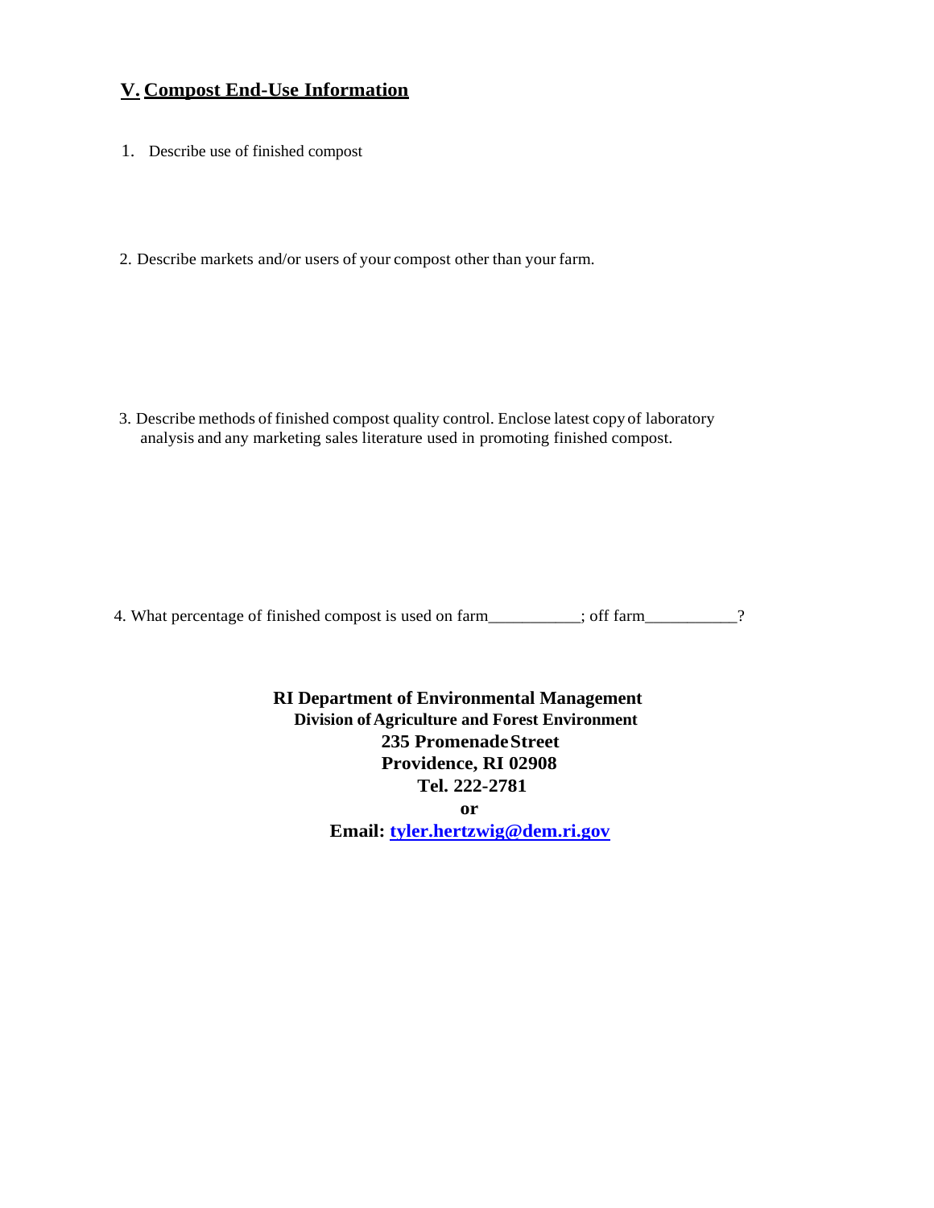## V. Compost End-Use Information

1. Describe use of finished compost

2. Describe markets and/or users of your compost other than your farm.

3. Describe methods of finished compost quality control. Enclose latest copy of laboratory analysis and any marketing sales literature used in promoting finished compost.

4. What percentage of finished compost is used on farm___________; off farm___________?

**RI Department of Environmental Management**
**Division of Agriculture and Forest Environment**
**235 Promenade Street**
**Providence, RI 02908**
**Tel. 222-2781**
**or**
**Email: tyler.hertzwig@dem.ri.gov**